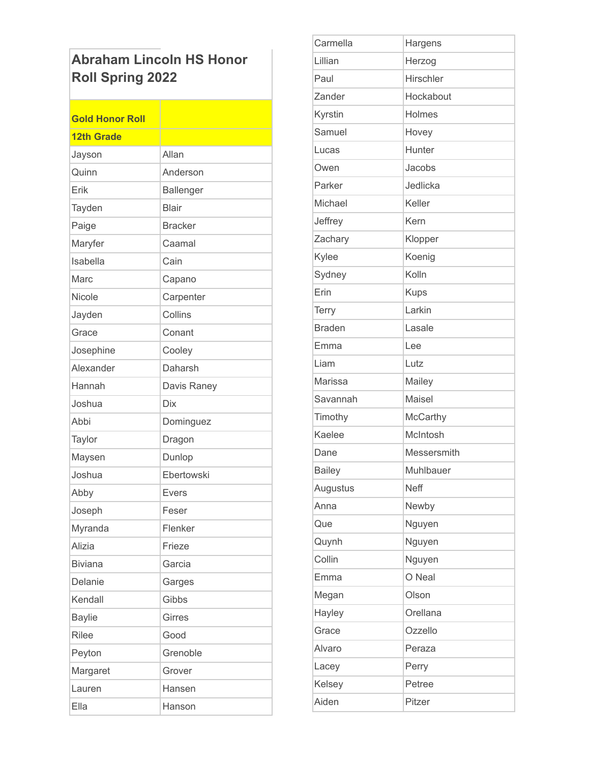# Abraham Lincoln HS Honor Roll Spring 2022

| Gold Honor Roll | |
|---|---|
| 12th Grade | |
| Jayson | Allan |
| Quinn | Anderson |
| Erik | Ballenger |
| Tayden | Blair |
| Paige | Bracker |
| Maryfer | Caamal |
| Isabella | Cain |
| Marc | Capano |
| Nicole | Carpenter |
| Jayden | Collins |
| Grace | Conant |
| Josephine | Cooley |
| Alexander | Daharsh |
| Hannah | Davis Raney |
| Joshua | Dix |
| Abbi | Dominguez |
| Taylor | Dragon |
| Maysen | Dunlop |
| Joshua | Ebertowski |
| Abby | Evers |
| Joseph | Feser |
| Myranda | Flenker |
| Alizia | Frieze |
| Biviana | Garcia |
| Delanie | Garges |
| Kendall | Gibbs |
| Baylie | Girres |
| Rilee | Good |
| Peyton | Grenoble |
| Margaret | Grover |
| Lauren | Hansen |
| Ella | Hanson |
| Carmella | Hargens |
| Lillian | Herzog |
| Paul | Hirschler |
| Zander | Hockabout |
| Kyrstin | Holmes |
| Samuel | Hovey |
| Lucas | Hunter |
| Owen | Jacobs |
| Parker | Jedlicka |
| Michael | Keller |
| Jeffrey | Kern |
| Zachary | Klopper |
| Kylee | Koenig |
| Sydney | Kolln |
| Erin | Kups |
| Terry | Larkin |
| Braden | Lasale |
| Emma | Lee |
| Liam | Lutz |
| Marissa | Mailey |
| Savannah | Maisel |
| Timothy | McCarthy |
| Kaelee | McIntosh |
| Dane | Messersmith |
| Bailey | Muhlbauer |
| Augustus | Neff |
| Anna | Newby |
| Que | Nguyen |
| Quynh | Nguyen |
| Collin | Nguyen |
| Emma | O Neal |
| Megan | Olson |
| Hayley | Orellana |
| Grace | Ozzello |
| Alvaro | Peraza |
| Lacey | Perry |
| Kelsey | Petree |
| Aiden | Pitzer |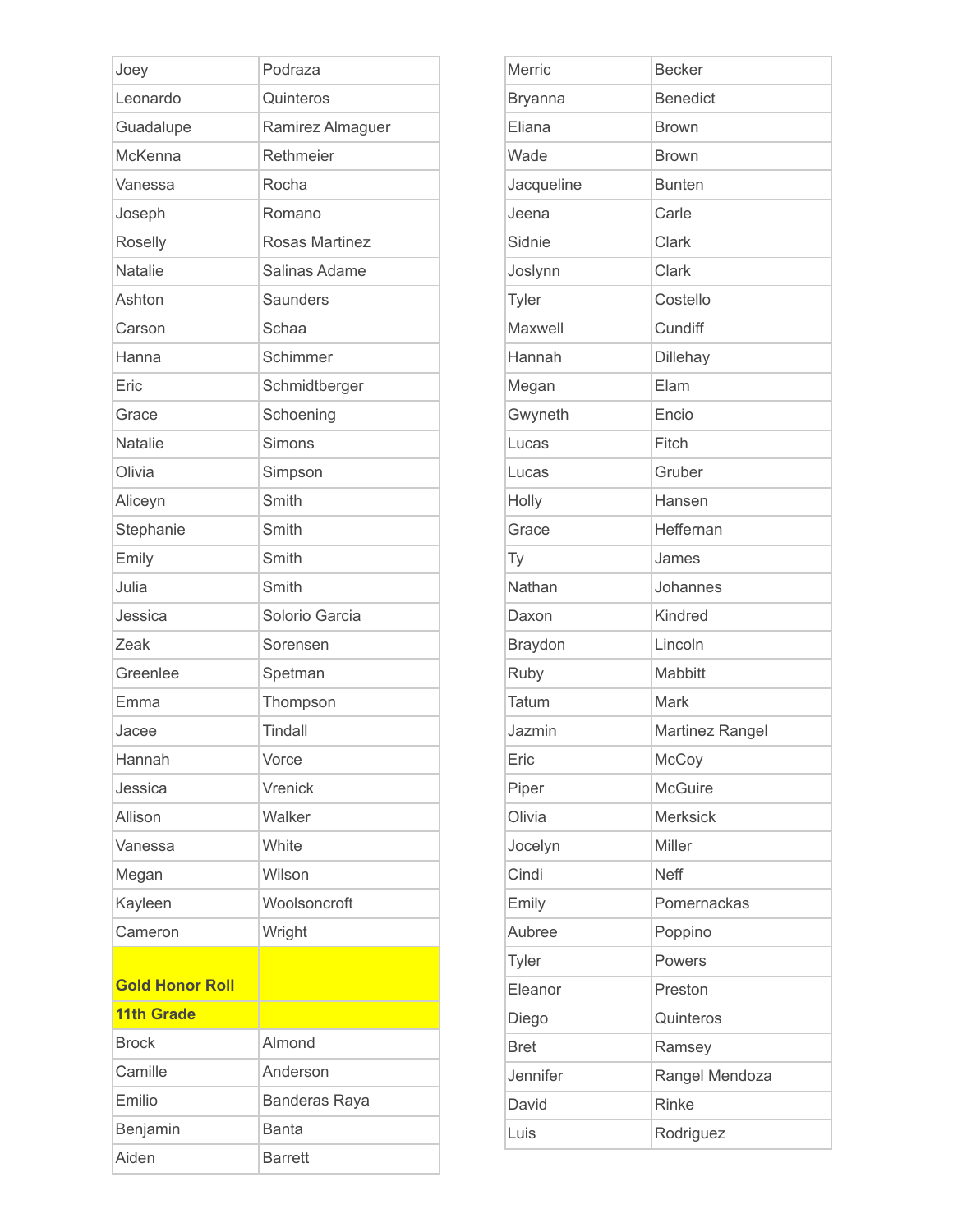| | |
|---|---|
| Joey | Podraza |
| Leonardo | Quinteros |
| Guadalupe | Ramirez Almaguer |
| McKenna | Rethmeier |
| Vanessa | Rocha |
| Joseph | Romano |
| Roselly | Rosas Martinez |
| Natalie | Salinas Adame |
| Ashton | Saunders |
| Carson | Schaa |
| Hanna | Schimmer |
| Eric | Schmidtberger |
| Grace | Schoening |
| Natalie | Simons |
| Olivia | Simpson |
| Aliceyn | Smith |
| Stephanie | Smith |
| Emily | Smith |
| Julia | Smith |
| Jessica | Solorio Garcia |
| Zeak | Sorensen |
| Greenlee | Spetman |
| Emma | Thompson |
| Jacee | Tindall |
| Hannah | Vorce |
| Jessica | Vrenick |
| Allison | Walker |
| Vanessa | White |
| Megan | Wilson |
| Kayleen | Woolsoncroft |
| Cameron | Wright |

**Gold Honor Roll**

**11th Grade**

| | |
|---|---|
| Brock | Almond |
| Camille | Anderson |
| Emilio | Banderas Raya |
| Benjamin | Banta |
| Aiden | Barrett |
| Merric | Becker |
| Bryanna | Benedict |
| Eliana | Brown |
| Wade | Brown |
| Jacqueline | Bunten |
| Jeena | Carle |
| Sidnie | Clark |
| Joslynn | Clark |
| Tyler | Costello |
| Maxwell | Cundiff |
| Hannah | Dillehay |
| Megan | Elam |
| Gwyneth | Encio |
| Lucas | Fitch |
| Lucas | Gruber |
| Holly | Hansen |
| Grace | Heffernan |
| Ty | James |
| Nathan | Johannes |
| Daxon | Kindred |
| Braydon | Lincoln |
| Ruby | Mabbitt |
| Tatum | Mark |
| Jazmin | Martinez Rangel |
| Eric | McCoy |
| Piper | McGuire |
| Olivia | Merksick |
| Jocelyn | Miller |
| Cindi | Neff |
| Emily | Pomernackas |
| Aubree | Poppino |
| Tyler | Powers |
| Eleanor | Preston |
| Diego | Quinteros |
| Bret | Ramsey |
| Jennifer | Rangel Mendoza |
| David | Rinke |
| Luis | Rodriguez |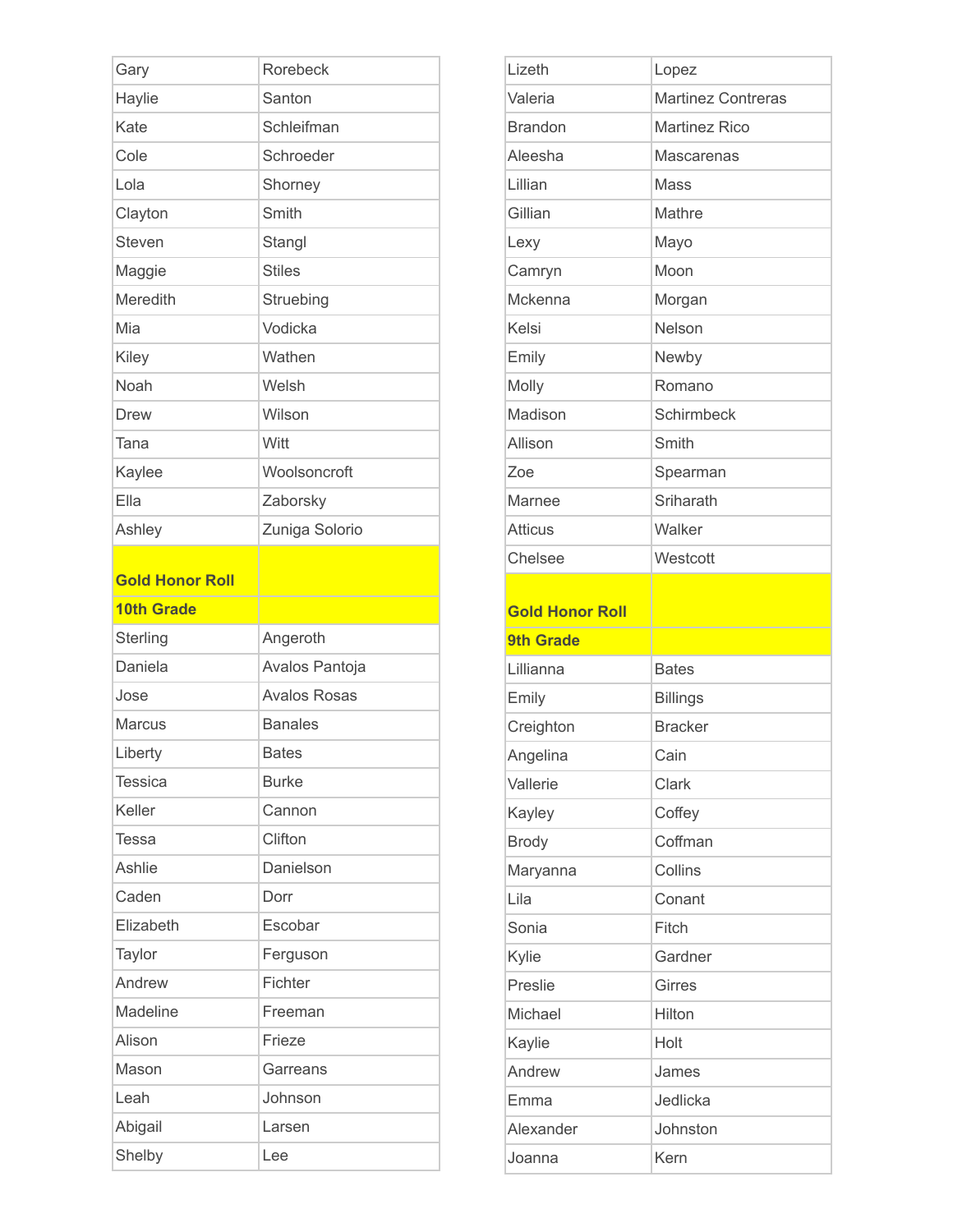| | |
|---|---|
| Gary | Rorebeck |
| Haylie | Santon |
| Kate | Schleifman |
| Cole | Schroeder |
| Lola | Shorney |
| Clayton | Smith |
| Steven | Stangl |
| Maggie | Stiles |
| Meredith | Struebing |
| Mia | Vodicka |
| Kiley | Wathen |
| Noah | Welsh |
| Drew | Wilson |
| Tana | Witt |
| Kaylee | Woolsoncroft |
| Ella | Zaborsky |
| Ashley | Zuniga Solorio |

## Gold Honor Roll

### 10th Grade

| | |
|---|---|
| Sterling | Angeroth |
| Daniela | Avalos Pantoja |
| Jose | Avalos Rosas |
| Marcus | Banales |
| Liberty | Bates |
| Tessica | Burke |
| Keller | Cannon |
| Tessa | Clifton |
| Ashlie | Danielson |
| Caden | Dorr |
| Elizabeth | Escobar |
| Taylor | Ferguson |
| Andrew | Fichter |
| Madeline | Freeman |
| Alison | Frieze |
| Mason | Garreans |
| Leah | Johnson |
| Abigail | Larsen |
| Shelby | Lee |
| Lizeth | Lopez |
| Valeria | Martinez Contreras |
| Brandon | Martinez Rico |
| Aleesha | Mascarenas |
| Lillian | Mass |
| Gillian | Mathre |
| Lexy | Mayo |
| Camryn | Moon |
| Mckenna | Morgan |
| Kelsi | Nelson |
| Emily | Newby |
| Molly | Romano |
| Madison | Schirmbeck |
| Allison | Smith |
| Zoe | Spearman |
| Marnee | Sriharath |
| Atticus | Walker |
| Chelsee | Westcott |

## Gold Honor Roll

### 9th Grade

| | |
|---|---|
| Lillianna | Bates |
| Emily | Billings |
| Creighton | Bracker |
| Angelina | Cain |
| Vallerie | Clark |
| Kayley | Coffey |
| Brody | Coffman |
| Maryanna | Collins |
| Lila | Conant |
| Sonia | Fitch |
| Kylie | Gardner |
| Preslie | Girres |
| Michael | Hilton |
| Kaylie | Holt |
| Andrew | James |
| Emma | Jedlicka |
| Alexander | Johnston |
| Joanna | Kern |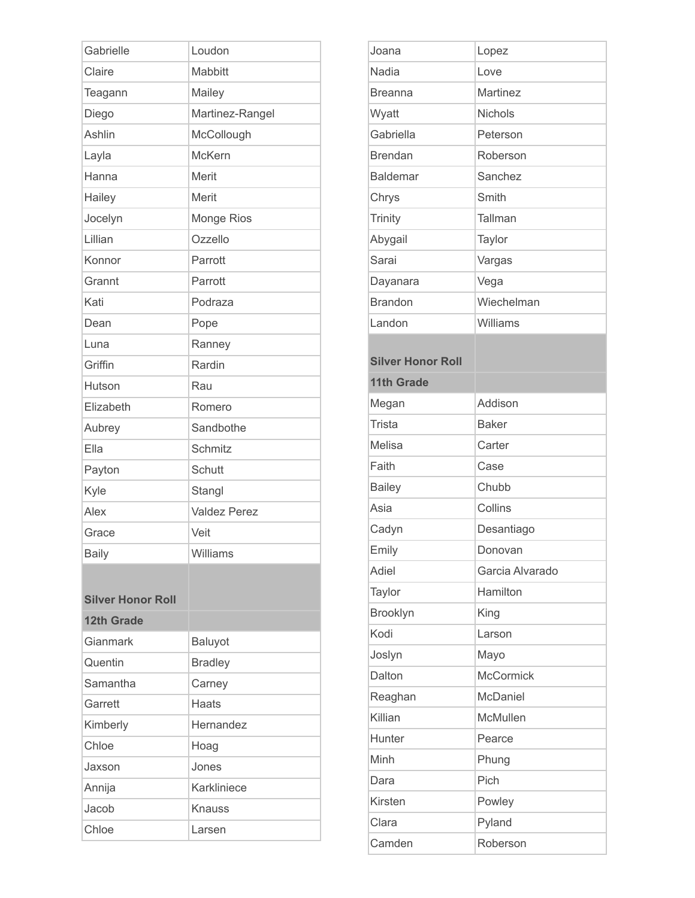| | |
|---|---|
| Gabrielle | Loudon |
| Claire | Mabbitt |
| Teagann | Mailey |
| Diego | Martinez-Rangel |
| Ashlin | McCollough |
| Layla | McKern |
| Hanna | Merit |
| Hailey | Merit |
| Jocelyn | Monge Rios |
| Lillian | Ozzello |
| Konnor | Parrott |
| Grannt | Parrott |
| Kati | Podraza |
| Dean | Pope |
| Luna | Ranney |
| Griffin | Rardin |
| Hutson | Rau |
| Elizabeth | Romero |
| Aubrey | Sandbothe |
| Ella | Schmitz |
| Payton | Schutt |
| Kyle | Stangl |
| Alex | Valdez Perez |
| Grace | Veit |
| Baily | Williams |

| **Silver Honor Roll** | |
|---|---|
| **12th Grade** | |
| Gianmark | Baluyot |
| Quentin | Bradley |
| Samantha | Carney |
| Garrett | Haats |
| Kimberly | Hernandez |
| Chloe | Hoag |
| Jaxson | Jones |
| Annija | Karkliniece |
| Jacob | Knauss |
| Chloe | Larsen |
| Joana | Lopez |
| Nadia | Love |
| Breanna | Martinez |
| Wyatt | Nichols |
| Gabriella | Peterson |
| Brendan | Roberson |
| Baldemar | Sanchez |
| Chrys | Smith |
| Trinity | Tallman |
| Abygail | Taylor |
| Sarai | Vargas |
| Dayanara | Vega |
| Brandon | Wiechelman |
| Landon | Williams |

| **Silver Honor Roll** | |
|---|---|
| **11th Grade** | |
| Megan | Addison |
| Trista | Baker |
| Melisa | Carter |
| Faith | Case |
| Bailey | Chubb |
| Asia | Collins |
| Cadyn | Desantiago |
| Emily | Donovan |
| Adiel | Garcia Alvarado |
| Taylor | Hamilton |
| Brooklyn | King |
| Kodi | Larson |
| Joslyn | Mayo |
| Dalton | McCormick |
| Reaghan | McDaniel |
| Killian | McMullen |
| Hunter | Pearce |
| Minh | Phung |
| Dara | Pich |
| Kirsten | Powley |
| Clara | Pyland |
| Camden | Roberson |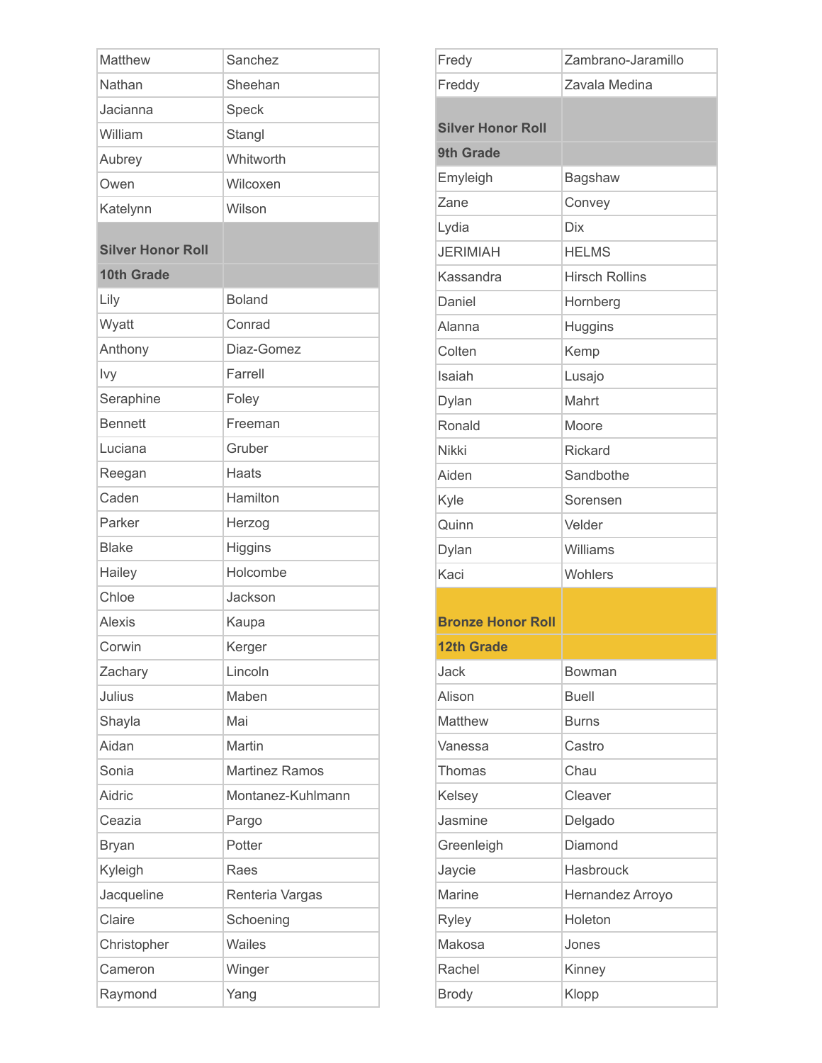| | |
|---|---|
| Matthew | Sanchez |
| Nathan | Sheehan |
| Jacianna | Speck |
| William | Stangl |
| Aubrey | Whitworth |
| Owen | Wilcoxen |
| Katelynn | Wilson |
| **Silver Honor Roll** | |
| **10th Grade** | |
| Lily | Boland |
| Wyatt | Conrad |
| Anthony | Diaz-Gomez |
| Ivy | Farrell |
| Seraphine | Foley |
| Bennett | Freeman |
| Luciana | Gruber |
| Reegan | Haats |
| Caden | Hamilton |
| Parker | Herzog |
| Blake | Higgins |
| Hailey | Holcombe |
| Chloe | Jackson |
| Alexis | Kaupa |
| Corwin | Kerger |
| Zachary | Lincoln |
| Julius | Maben |
| Shayla | Mai |
| Aidan | Martin |
| Sonia | Martinez Ramos |
| Aidric | Montanez-Kuhlmann |
| Ceazia | Pargo |
| Bryan | Potter |
| Kyleigh | Raes |
| Jacqueline | Renteria Vargas |
| Claire | Schoening |
| Christopher | Wailes |
| Cameron | Winger |
| Raymond | Yang |

| | |
|---|---|
| Fredy | Zambrano-Jaramillo |
| Freddy | Zavala Medina |
| **Silver Honor Roll** | |
| **9th Grade** | |
| Emyleigh | Bagshaw |
| Zane | Convey |
| Lydia | Dix |
| JERIMIAH | HELMS |
| Kassandra | Hirsch Rollins |
| Daniel | Hornberg |
| Alanna | Huggins |
| Colten | Kemp |
| Isaiah | Lusajo |
| Dylan | Mahrt |
| Ronald | Moore |
| Nikki | Rickard |
| Aiden | Sandbothe |
| Kyle | Sorensen |
| Quinn | Velder |
| Dylan | Williams |
| Kaci | Wohlers |
| **Bronze Honor Roll** | |
| **12th Grade** | |
| Jack | Bowman |
| Alison | Buell |
| Matthew | Burns |
| Vanessa | Castro |
| Thomas | Chau |
| Kelsey | Cleaver |
| Jasmine | Delgado |
| Greenleigh | Diamond |
| Jaycie | Hasbrouck |
| Marine | Hernandez Arroyo |
| Ryley | Holeton |
| Makosa | Jones |
| Rachel | Kinney |
| Brody | Klopp |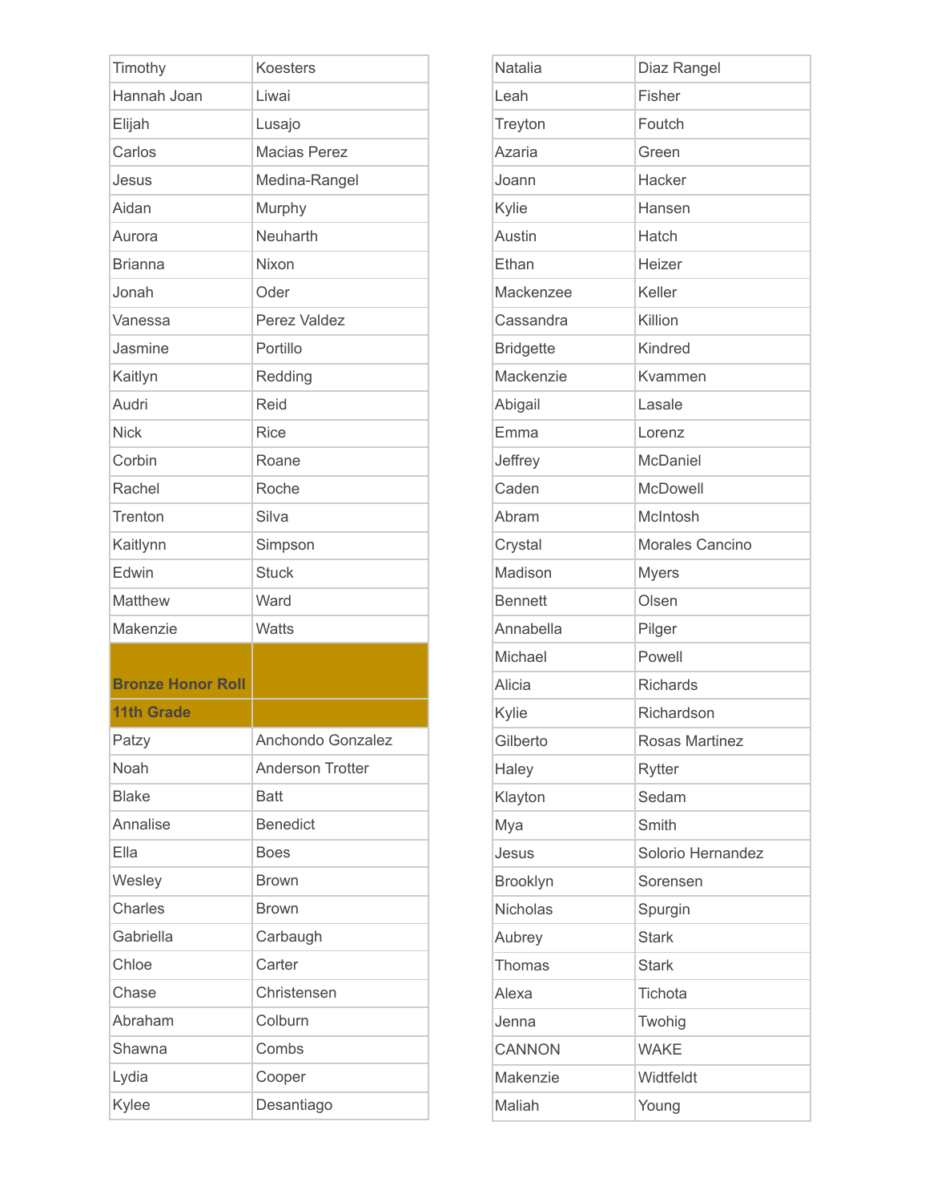| | |
|---|---|
| Timothy | Koesters |
| Hannah Joan | Liwai |
| Elijah | Lusajo |
| Carlos | Macias Perez |
| Jesus | Medina-Rangel |
| Aidan | Murphy |
| Aurora | Neuharth |
| Brianna | Nixon |
| Jonah | Oder |
| Vanessa | Perez Valdez |
| Jasmine | Portillo |
| Kaitlyn | Redding |
| Audri | Reid |
| Nick | Rice |
| Corbin | Roane |
| Rachel | Roche |
| Trenton | Silva |
| Kaitlynn | Simpson |
| Edwin | Stuck |
| Matthew | Ward |
| Makenzie | Watts |

| **Bronze Honor Roll** | |
|---|---|
| **11th Grade** | |
| Patzy | Anchondo Gonzalez |
| Noah | Anderson Trotter |
| Blake | Batt |
| Annalise | Benedict |
| Ella | Boes |
| Wesley | Brown |
| Charles | Brown |
| Gabriella | Carbaugh |
| Chloe | Carter |
| Chase | Christensen |
| Abraham | Colburn |
| Shawna | Combs |
| Lydia | Cooper |
| Kylee | Desantiago |
| Natalia | Diaz Rangel |
| Leah | Fisher |
| Treyton | Foutch |
| Azaria | Green |
| Joann | Hacker |
| Kylie | Hansen |
| Austin | Hatch |
| Ethan | Heizer |
| Mackenzee | Keller |
| Cassandra | Killion |
| Bridgette | Kindred |
| Mackenzie | Kvammen |
| Abigail | Lasale |
| Emma | Lorenz |
| Jeffrey | McDaniel |
| Caden | McDowell |
| Abram | McIntosh |
| Crystal | Morales Cancino |
| Madison | Myers |
| Bennett | Olsen |
| Annabella | Pilger |
| Michael | Powell |
| Alicia | Richards |
| Kylie | Richardson |
| Gilberto | Rosas Martinez |
| Haley | Rytter |
| Klayton | Sedam |
| Mya | Smith |
| Jesus | Solorio Hernandez |
| Brooklyn | Sorensen |
| Nicholas | Spurgin |
| Aubrey | Stark |
| Thomas | Stark |
| Alexa | Tichota |
| Jenna | Twohig |
| CANNON | WAKE |
| Makenzie | Widtfeldt |
| Maliah | Young |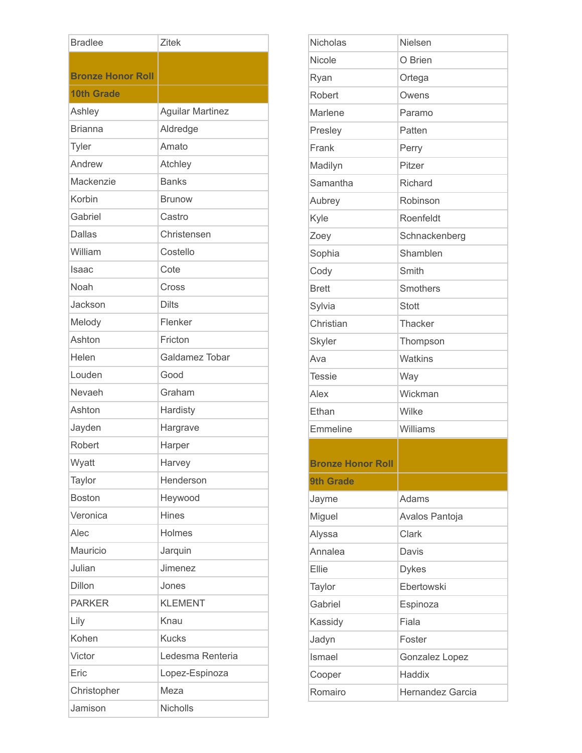| | |
|---|---|
| Bradlee | Zitek |

## Bronze Honor Roll

### 10th Grade

| First Name | Last Name |
|---|---|
| Ashley | Aguilar Martinez |
| Brianna | Aldredge |
| Tyler | Amato |
| Andrew | Atchley |
| Mackenzie | Banks |
| Korbin | Brunow |
| Gabriel | Castro |
| Dallas | Christensen |
| William | Costello |
| Isaac | Cote |
| Noah | Cross |
| Jackson | Dilts |
| Melody | Flenker |
| Ashton | Fricton |
| Helen | Galdamez Tobar |
| Louden | Good |
| Nevaeh | Graham |
| Ashton | Hardisty |
| Jayden | Hargrave |
| Robert | Harper |
| Wyatt | Harvey |
| Taylor | Henderson |
| Boston | Heywood |
| Veronica | Hines |
| Alec | Holmes |
| Mauricio | Jarquin |
| Julian | Jimenez |
| Dillon | Jones |
| PARKER | KLEMENT |
| Lily | Knau |
| Kohen | Kucks |
| Victor | Ledesma Renteria |
| Eric | Lopez-Espinoza |
| Christopher | Meza |
| Jamison | Nicholls |
| Nicholas | Nielsen |
| Nicole | O Brien |
| Ryan | Ortega |
| Robert | Owens |
| Marlene | Paramo |
| Presley | Patten |
| Frank | Perry |
| Madilyn | Pitzer |
| Samantha | Richard |
| Aubrey | Robinson |
| Kyle | Roenfeldt |
| Zoey | Schnackenberg |
| Sophia | Shamblen |
| Cody | Smith |
| Brett | Smothers |
| Sylvia | Stott |
| Christian | Thacker |
| Skyler | Thompson |
| Ava | Watkins |
| Tessie | Way |
| Alex | Wickman |
| Ethan | Wilke |
| Emmeline | Williams |

## Bronze Honor Roll

### 9th Grade

| First Name | Last Name |
|---|---|
| Jayme | Adams |
| Miguel | Avalos Pantoja |
| Alyssa | Clark |
| Annalea | Davis |
| Ellie | Dykes |
| Taylor | Ebertowski |
| Gabriel | Espinoza |
| Kassidy | Fiala |
| Jadyn | Foster |
| Ismael | Gonzalez Lopez |
| Cooper | Haddix |
| Romairo | Hernandez Garcia |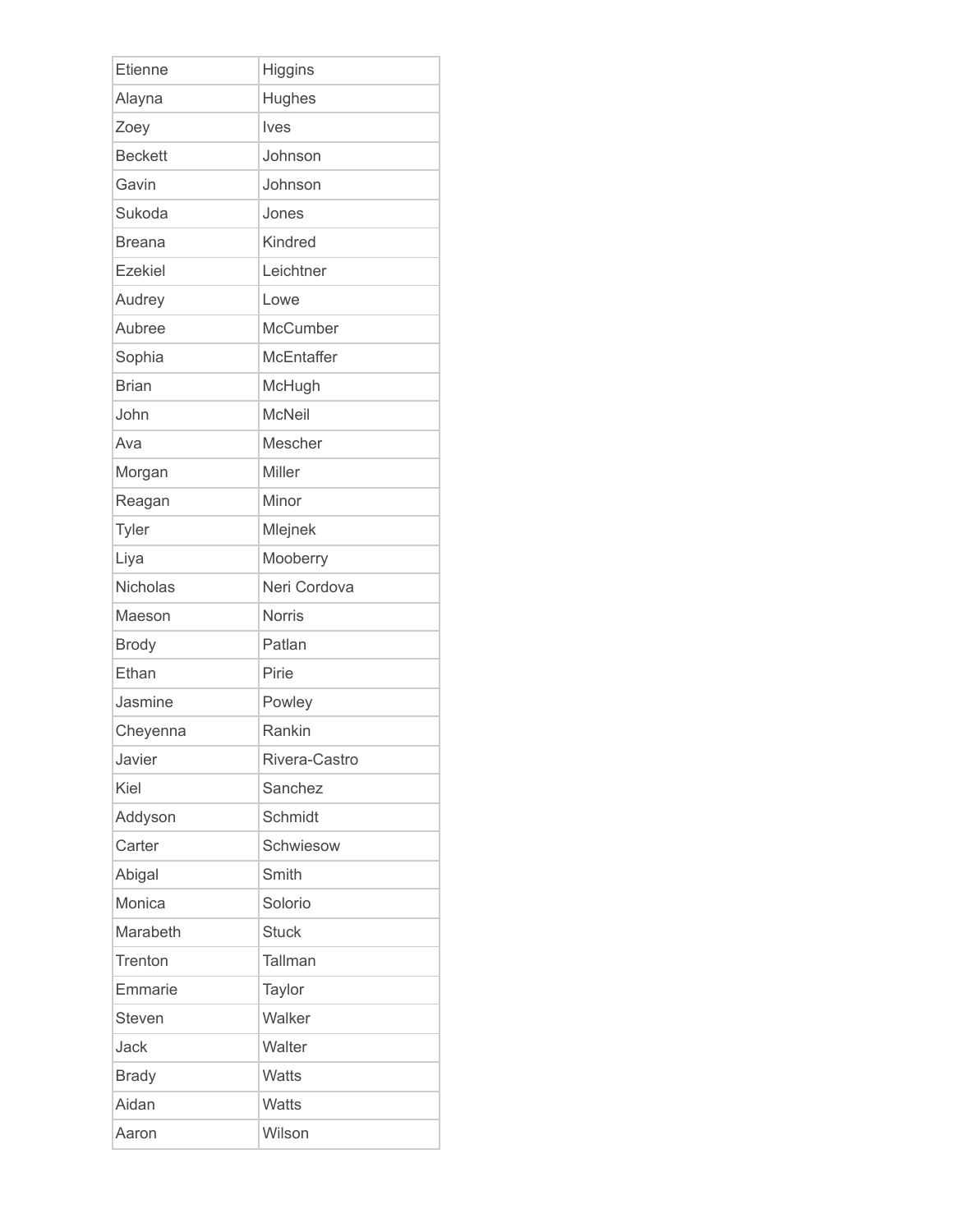| | |
|---|---|
| Etienne | Higgins |
| Alayna | Hughes |
| Zoey | Ives |
| Beckett | Johnson |
| Gavin | Johnson |
| Sukoda | Jones |
| Breana | Kindred |
| Ezekiel | Leichtner |
| Audrey | Lowe |
| Aubree | McCumber |
| Sophia | McEntaffer |
| Brian | McHugh |
| John | McNeil |
| Ava | Mescher |
| Morgan | Miller |
| Reagan | Minor |
| Tyler | Mlejnek |
| Liya | Mooberry |
| Nicholas | Neri Cordova |
| Maeson | Norris |
| Brody | Patlan |
| Ethan | Pirie |
| Jasmine | Powley |
| Cheyenna | Rankin |
| Javier | Rivera-Castro |
| Kiel | Sanchez |
| Addyson | Schmidt |
| Carter | Schwiesow |
| Abigal | Smith |
| Monica | Solorio |
| Marabeth | Stuck |
| Trenton | Tallman |
| Emmarie | Taylor |
| Steven | Walker |
| Jack | Walter |
| Brady | Watts |
| Aidan | Watts |
| Aaron | Wilson |